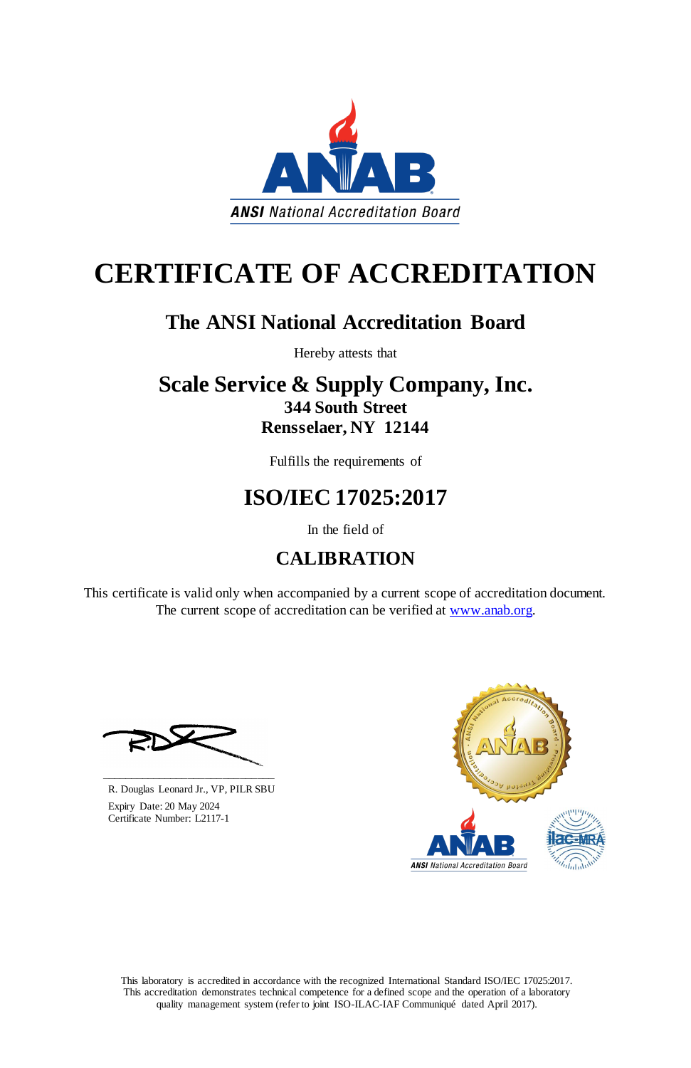ANSI National Accreditation Board

# CERTIFICATE OF ACCREDITATION

## The ANSI National Accreditation Board

Hereby attests that

## Scale Service & Supply Company, Inc.

**344 South Street**
**Rensselaer, NY 12144**

Fulfills the requirements of

## ISO/IEC 17025:2017

In the field of

## CALIBRATION

This certificate is valid only when accompanied by a current scope of accreditation document. The current scope of accreditation can be verified at [www.anab.org](www.anab.org).

R. Douglas Leonard Jr., VP, PILR SBU
Expiry Date: 20 May 2024
Certificate Number: L2117-1

This laboratory is accredited in accordance with the recognized International Standard ISO/IEC 17025:2017. This accreditation demonstrates technical competence for a defined scope and the operation of a laboratory quality management system (refer to joint ISO-ILAC-IAF Communiqué dated April 2017).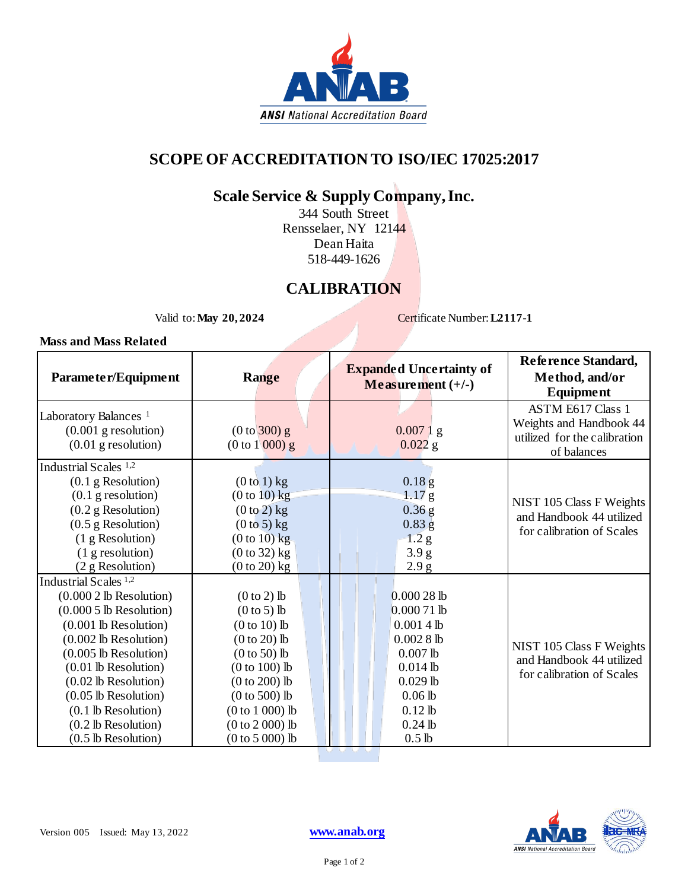# SCOPE OF ACCREDITATION TO ISO/IEC 17025:2017

## Scale Service & Supply Company, Inc.

344 South Street
Rensselaer, NY 12144
Dean Haita
518-449-1626

## CALIBRATION

Valid to: **May 20, 2024** Certificate Number: **L2117-1**

**Mass and Mass Related**

| Parameter/Equipment | Range | Expanded Uncertainty of Measurement (+/-) | Reference Standard, Method, and/or Equipment |
|---|---|---|---|
| Laboratory Balances [1]<br>(0.001 g resolution)<br>(0.01 g resolution) | <br>(0 to 300) g<br>(0 to 1 000) g | <br>0.007 1 g<br>0.022 g | ASTM E617 Class 1 Weights and Handbook 44 utilized for the calibration of balances |
| Industrial Scales [1,2]<br>(0.1 g Resolution)<br>(0.1 g resolution)<br>(0.2 g Resolution)<br>(0.5 g Resolution)<br>(1 g Resolution)<br>(1 g resolution)<br>(2 g Resolution) | <br>(0 to 1) kg<br>(0 to 10) kg<br>(0 to 2) kg<br>(0 to 5) kg<br>(0 to 10) kg<br>(0 to 32) kg<br>(0 to 20) kg | <br>0.18 g<br>1.17 g<br>0.36 g<br>0.83 g<br>1.2 g<br>3.9 g<br>2.9 g | NIST 105 Class F Weights and Handbook 44 utilized for calibration of Scales |
| Industrial Scales [1,2]<br>(0.000 2 lb Resolution)<br>(0.000 5 lb Resolution)<br>(0.001 lb Resolution)<br>(0.002 lb Resolution)<br>(0.005 lb Resolution)<br>(0.01 lb Resolution)<br>(0.02 lb Resolution)<br>(0.05 lb Resolution)<br>(0.1 lb Resolution)<br>(0.2 lb Resolution)<br>(0.5 lb Resolution) | <br>(0 to 2) lb<br>(0 to 5) lb<br>(0 to 10) lb<br>(0 to 20) lb<br>(0 to 50) lb<br>(0 to 100) lb<br>(0 to 200) lb<br>(0 to 500) lb<br>(0 to 1 000) lb<br>(0 to 2 000) lb<br>(0 to 5 000) lb | <br>0.000 28 lb<br>0.000 71 lb<br>0.001 4 lb<br>0.002 8 lb<br>0.007 lb<br>0.014 lb<br>0.029 lb<br>0.06 lb<br>0.12 lb<br>0.24 lb<br>0.5 lb | NIST 105 Class F Weights and Handbook 44 utilized for calibration of Scales |

Version 005 Issued: May 13, 2022

www.anab.org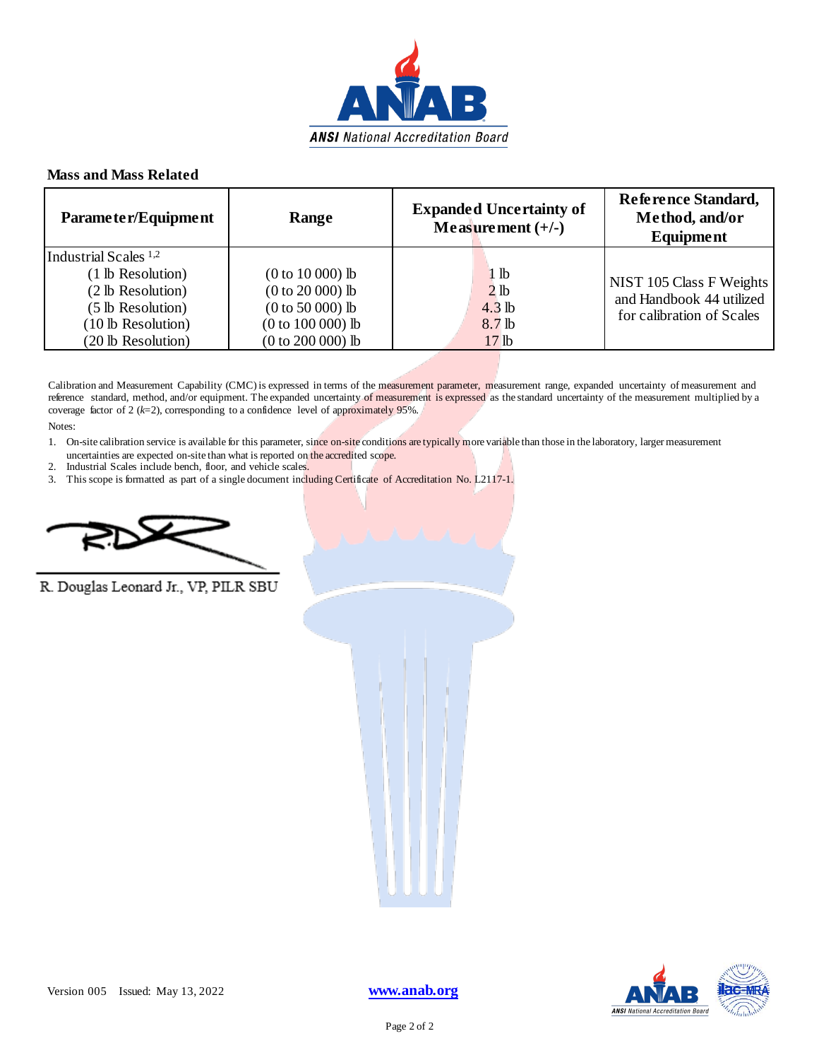## Mass and Mass Related

| Parameter/Equipment | Range | Expanded Uncertainty of Measurement (+/-) | Reference Standard, Method, and/or Equipment |
|---|---|---|---|
| Industrial Scales [1,2] | | | |
| (1 lb Resolution) | (0 to 10 000) lb | 1 lb | NIST 105 Class F Weights and Handbook 44 utilized for calibration of Scales |
| (2 lb Resolution) | (0 to 20 000) lb | 2 lb | |
| (5 lb Resolution) | (0 to 50 000) lb | 4.3 lb | |
| (10 lb Resolution) | (0 to 100 000) lb | 8.7 lb | |
| (20 lb Resolution) | (0 to 200 000) lb | 17 lb | |

Calibration and Measurement Capability (CMC) is expressed in terms of the measurement parameter, measurement range, expanded uncertainty of measurement and reference standard, method, and/or equipment. The expanded uncertainty of measurement is expressed as the standard uncertainty of the measurement multiplied by a coverage factor of 2 ($k$=2), corresponding to a confidence level of approximately 95%.

Notes:

1. On-site calibration service is available for this parameter, since on-site conditions are typically more variable than those in the laboratory, larger measurement uncertainties are expected on-site than what is reported on the accredited scope.
2. Industrial Scales include bench, floor, and vehicle scales.
3. This scope is formatted as part of a single document including Certificate of Accreditation No. L2117-1.

R. Douglas Leonard Jr., VP, PILR SBU

Version 005 Issued: May 13, 2022

www.anab.org